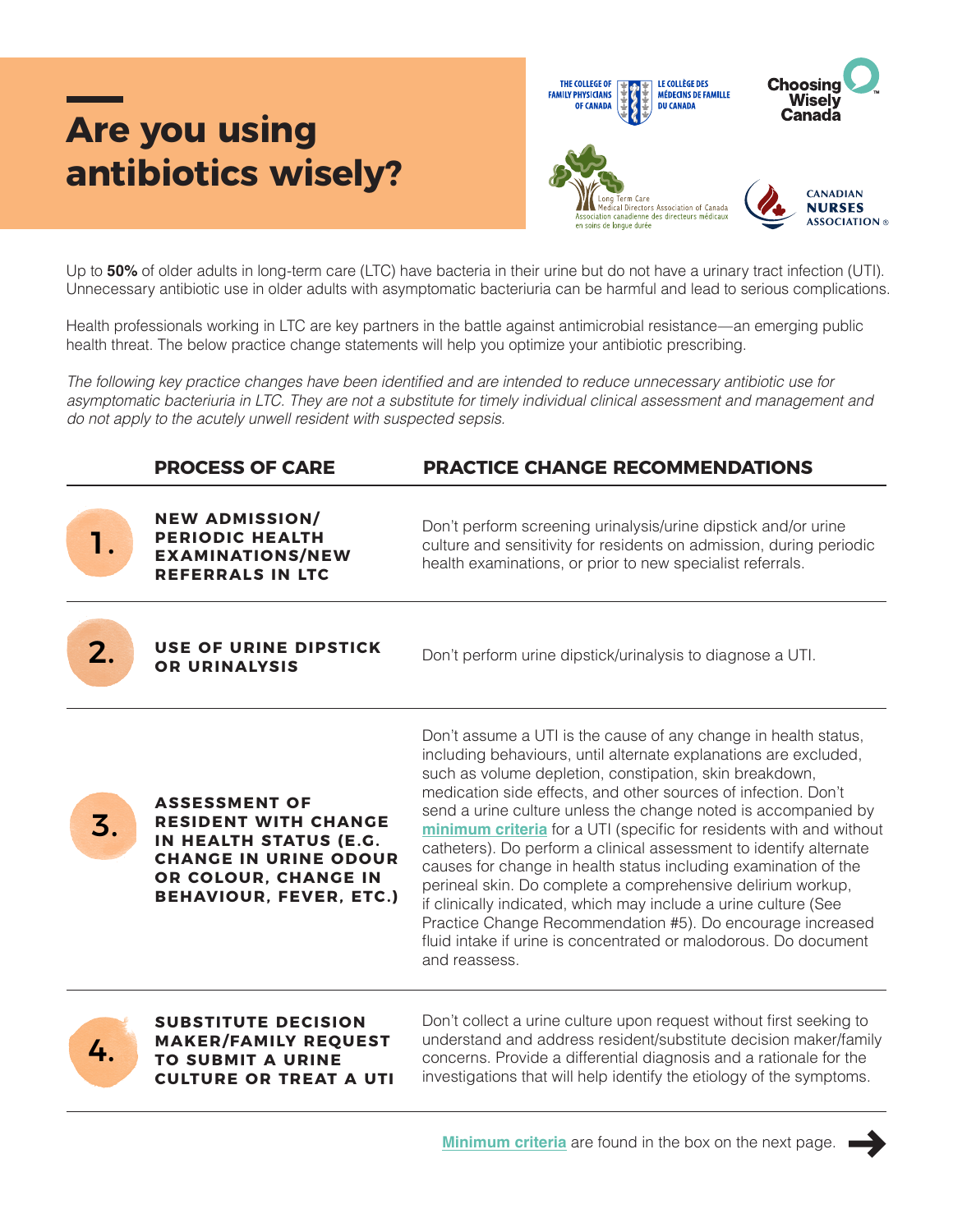# Are you using antibiotics wisely?

THE COLLEGE OF FAMILY PHYSICIANS OF CANADA | LE COLLÈGE DES MÉDECINS DE FAMILLE DU CANADA

Choosing Wisely Canada

Long Term Care Medical Directors Association of Canada | Association canadienne des directeurs médicaux en soins de longue durée

CANADIAN NURSES ASSOCIATION

Up to **50%** of older adults in long-term care (LTC) have bacteria in their urine but do not have a urinary tract infection (UTI). Unnecessary antibiotic use in older adults with asymptomatic bacteriuria can be harmful and lead to serious complications.

Health professionals working in LTC are key partners in the battle against antimicrobial resistance—an emerging public health threat. The below practice change statements will help you optimize your antibiotic prescribing.

*The following key practice changes have been identified and are intended to reduce unnecessary antibiotic use for asymptomatic bacteriuria in LTC. They are not a substitute for timely individual clinical assessment and management and do not apply to the acutely unwell resident with suspected sepsis.*

| | PROCESS OF CARE | PRACTICE CHANGE RECOMMENDATIONS |
|---|---|---|
| 1. | **NEW ADMISSION/ PERIODIC HEALTH EXAMINATIONS/NEW REFERRALS IN LTC** | Don't perform screening urinalysis/urine dipstick and/or urine culture and sensitivity for residents on admission, during periodic health examinations, or prior to new specialist referrals. |
| 2. | **USE OF URINE DIPSTICK OR URINALYSIS** | Don't perform urine dipstick/urinalysis to diagnose a UTI. |
| 3. | **ASSESSMENT OF RESIDENT WITH CHANGE IN HEALTH STATUS (E.G. CHANGE IN URINE ODOUR OR COLOUR, CHANGE IN BEHAVIOUR, FEVER, ETC.)** | Don't assume a UTI is the cause of any change in health status, including behaviours, until alternate explanations are excluded, such as volume depletion, constipation, skin breakdown, medication side effects, and other sources of infection. Don't send a urine culture unless the change noted is accompanied by **minimum criteria** for a UTI (specific for residents with and without catheters). Do perform a clinical assessment to identify alternate causes for change in health status including examination of the perineal skin. Do complete a comprehensive delirium workup, if clinically indicated, which may include a urine culture (See Practice Change Recommendation #5). Do encourage increased fluid intake if urine is concentrated or malodorous. Do document and reassess. |
| 4. | **SUBSTITUTE DECISION MAKER/FAMILY REQUEST TO SUBMIT A URINE CULTURE OR TREAT A UTI** | Don't collect a urine culture upon request without first seeking to understand and address resident/substitute decision maker/family concerns. Provide a differential diagnosis and a rationale for the investigations that will help identify the etiology of the symptoms. |

**Minimum criteria** are found in the box on the next page. →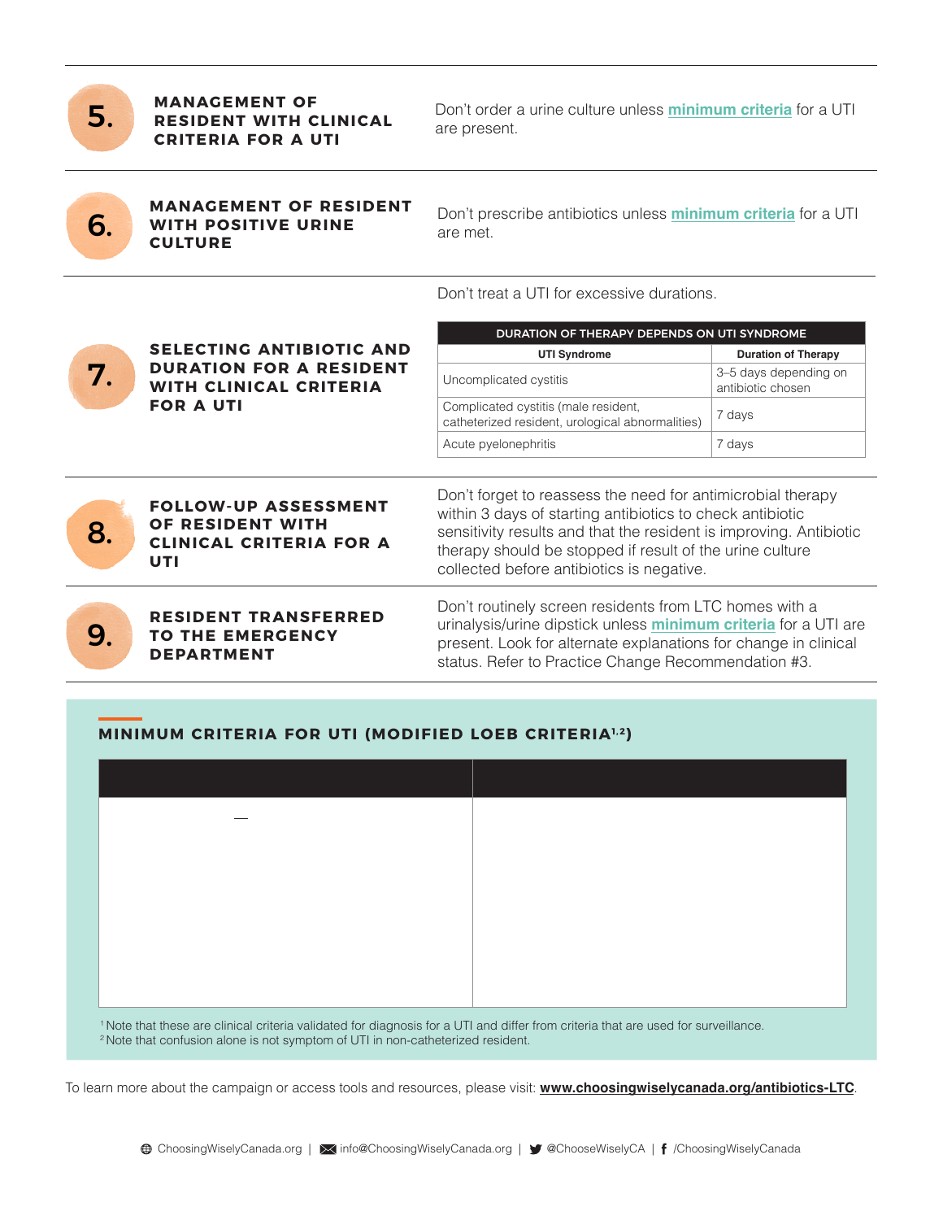**5.** **MANAGEMENT OF RESIDENT WITH CLINICAL CRITERIA FOR A UTI**

Don't order a urine culture unless **minimum criteria** for a UTI are present.

**6.** **MANAGEMENT OF RESIDENT WITH POSITIVE URINE CULTURE**

Don't prescribe antibiotics unless **minimum criteria** for a UTI are met.

**7.** **SELECTING ANTIBIOTIC AND DURATION FOR A RESIDENT WITH CLINICAL CRITERIA FOR A UTI**

Don't treat a UTI for excessive durations.

| DURATION OF THERAPY DEPENDS ON UTI SYNDROME | |
|---|---|
| **UTI Syndrome** | **Duration of Therapy** |
| Uncomplicated cystitis | 3–5 days depending on antibiotic chosen |
| Complicated cystitis (male resident, catheterized resident, urological abnormalities) | 7 days |
| Acute pyelonephritis | 7 days |

**8.** **FOLLOW-UP ASSESSMENT OF RESIDENT WITH CLINICAL CRITERIA FOR A UTI**

Don't forget to reassess the need for antimicrobial therapy within 3 days of starting antibiotics to check antibiotic sensitivity results and that the resident is improving. Antibiotic therapy should be stopped if result of the urine culture collected before antibiotics is negative.

**9.** **RESIDENT TRANSFERRED TO THE EMERGENCY DEPARTMENT**

Don't routinely screen residents from LTC homes with a urinalysis/urine dipstick unless **minimum criteria** for a UTI are present. Look for alternate explanations for change in clinical status. Refer to Practice Change Recommendation #3.

## MINIMUM CRITERIA FOR UTI (MODIFIED LOEB CRITERIA[1,2])

| | |
|---|---|
| — | |

[1] Note that these are clinical criteria validated for diagnosis for a UTI and differ from criteria that are used for surveillance.
[2] Note that confusion alone is not symptom of UTI in non-catheterized resident.

To learn more about the campaign or access tools and resources, please visit: **www.choosingwiselycanada.org/antibiotics-LTC**.

ChoosingWiselyCanada.org | info@ChoosingWiselyCanada.org | @ChooseWiselyCA | /ChoosingWiselyCanada